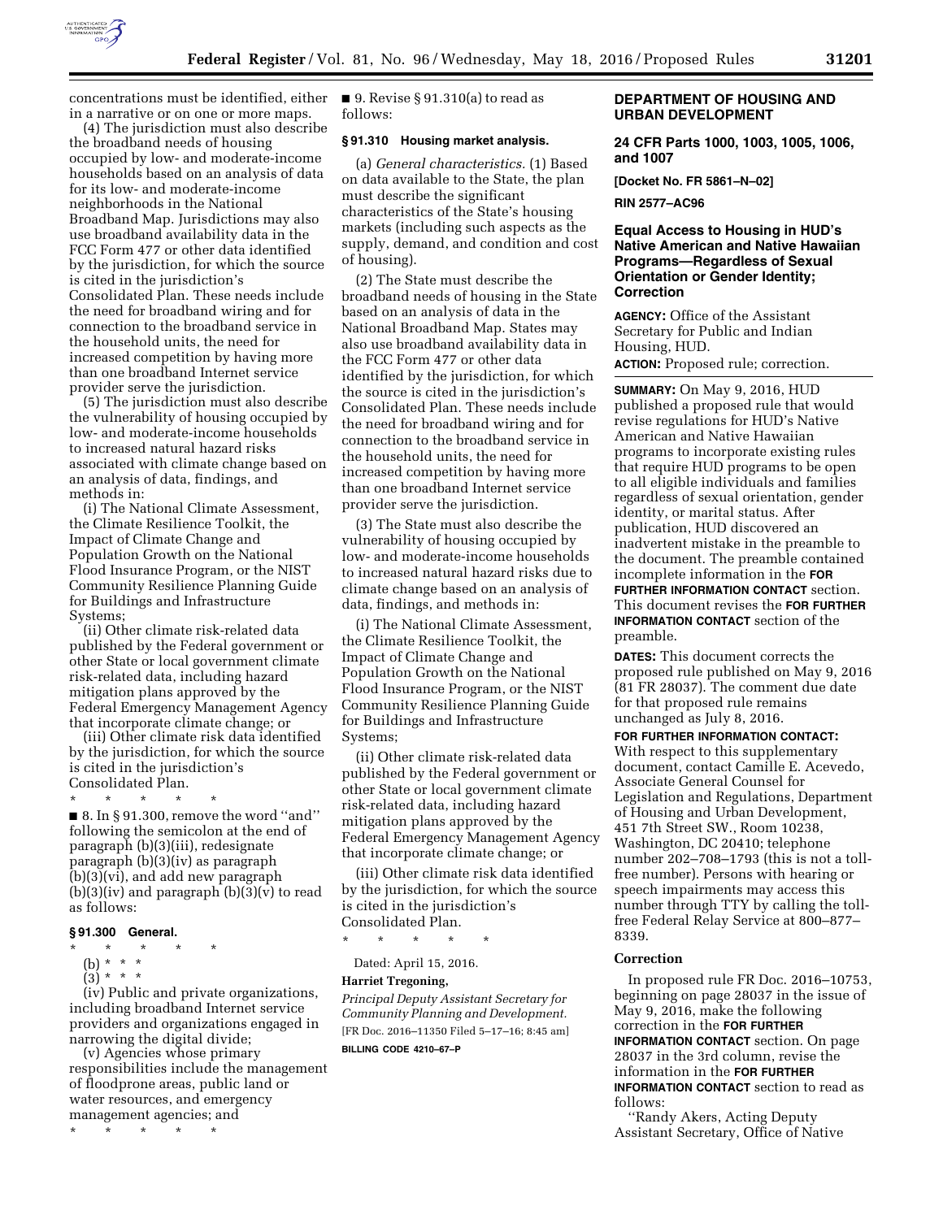concentrations must be identified, either in a narrative or on one or more maps.

(4) The jurisdiction must also describe the broadband needs of housing occupied by low- and moderate-income households based on an analysis of data for its low- and moderate-income neighborhoods in the National Broadband Map. Jurisdictions may also use broadband availability data in the FCC Form 477 or other data identified by the jurisdiction, for which the source is cited in the jurisdiction's Consolidated Plan. These needs include the need for broadband wiring and for connection to the broadband service in the household units, the need for increased competition by having more than one broadband Internet service provider serve the jurisdiction.

(5) The jurisdiction must also describe the vulnerability of housing occupied by low- and moderate-income households to increased natural hazard risks associated with climate change based on an analysis of data, findings, and methods in:

(i) The National Climate Assessment, the Climate Resilience Toolkit, the Impact of Climate Change and Population Growth on the National Flood Insurance Program, or the NIST Community Resilience Planning Guide for Buildings and Infrastructure Systems;

(ii) Other climate risk-related data published by the Federal government or other State or local government climate risk-related data, including hazard mitigation plans approved by the Federal Emergency Management Agency that incorporate climate change; or

(iii) Other climate risk data identified by the jurisdiction, for which the source is cited in the jurisdiction's Consolidated Plan.

\* \* \* \* \*

■ 8. In § 91.300, remove the word "and" following the semicolon at the end of paragraph (b)(3)(iii), redesignate paragraph (b)(3)(iv) as paragraph (b)(3)(vi), and add new paragraph (b)(3)(iv) and paragraph (b)(3)(v) to read as follows:

### § 91.300 General.

\* \* \* \* \*

(b) \* \* \*

(3) \* \* \*

(iv) Public and private organizations, including broadband Internet service providers and organizations engaged in narrowing the digital divide;

(v) Agencies whose primary responsibilities include the management of floodprone areas, public land or water resources, and emergency management agencies; and

\* \* \* \* \*

■ 9. Revise § 91.310(a) to read as follows:

### § 91.310 Housing market analysis.

(a) *General characteristics.* (1) Based on data available to the State, the plan must describe the significant characteristics of the State's housing markets (including such aspects as the supply, demand, and condition and cost of housing).

(2) The State must describe the broadband needs of housing in the State based on an analysis of data in the National Broadband Map. States may also use broadband availability data in the FCC Form 477 or other data identified by the jurisdiction, for which the source is cited in the jurisdiction's Consolidated Plan. These needs include the need for broadband wiring and for connection to the broadband service in the household units, the need for increased competition by having more than one broadband Internet service provider serve the jurisdiction.

(3) The State must also describe the vulnerability of housing occupied by low- and moderate-income households to increased natural hazard risks due to climate change based on an analysis of data, findings, and methods in:

(i) The National Climate Assessment, the Climate Resilience Toolkit, the Impact of Climate Change and Population Growth on the National Flood Insurance Program, or the NIST Community Resilience Planning Guide for Buildings and Infrastructure Systems;

(ii) Other climate risk-related data published by the Federal government or other State or local government climate risk-related data, including hazard mitigation plans approved by the Federal Emergency Management Agency that incorporate climate change; or

(iii) Other climate risk data identified by the jurisdiction, for which the source is cited in the jurisdiction's Consolidated Plan.

\* \* \* \* \*

Dated: April 15, 2016.

**Harriet Tregoning,**

*Principal Deputy Assistant Secretary for Community Planning and Development.*

[FR Doc. 2016–11350 Filed 5–17–16; 8:45 am]

**BILLING CODE 4210–67–P**

## DEPARTMENT OF HOUSING AND URBAN DEVELOPMENT

### 24 CFR Parts 1000, 1003, 1005, 1006, and 1007

**[Docket No. FR 5861–N–02]**

**RIN 2577–AC96**

## Equal Access to Housing in HUD's Native American and Native Hawaiian Programs—Regardless of Sexual Orientation or Gender Identity; Correction

**AGENCY:** Office of the Assistant Secretary for Public and Indian Housing, HUD.

**ACTION:** Proposed rule; correction.

**SUMMARY:** On May 9, 2016, HUD published a proposed rule that would revise regulations for HUD's Native American and Native Hawaiian programs to incorporate existing rules that require HUD programs to be open to all eligible individuals and families regardless of sexual orientation, gender identity, or marital status. After publication, HUD discovered an inadvertent mistake in the preamble to the document. The preamble contained incomplete information in the **FOR FURTHER INFORMATION CONTACT** section. This document revises the **FOR FURTHER INFORMATION CONTACT** section of the preamble.

**DATES:** This document corrects the proposed rule published on May 9, 2016 (81 FR 28037). The comment due date for that proposed rule remains unchanged as July 8, 2016.

**FOR FURTHER INFORMATION CONTACT:** With respect to this supplementary document, contact Camille E. Acevedo, Associate General Counsel for Legislation and Regulations, Department of Housing and Urban Development, 451 7th Street SW., Room 10238, Washington, DC 20410; telephone number 202–708–1793 (this is not a toll-free number). Persons with hearing or speech impairments may access this number through TTY by calling the toll-free Federal Relay Service at 800–877–8339.

### Correction

In proposed rule FR Doc. 2016–10753, beginning on page 28037 in the issue of May 9, 2016, make the following correction in the **FOR FURTHER INFORMATION CONTACT** section. On page 28037 in the 3rd column, revise the information in the **FOR FURTHER INFORMATION CONTACT** section to read as follows:

"Randy Akers, Acting Deputy Assistant Secretary, Office of Native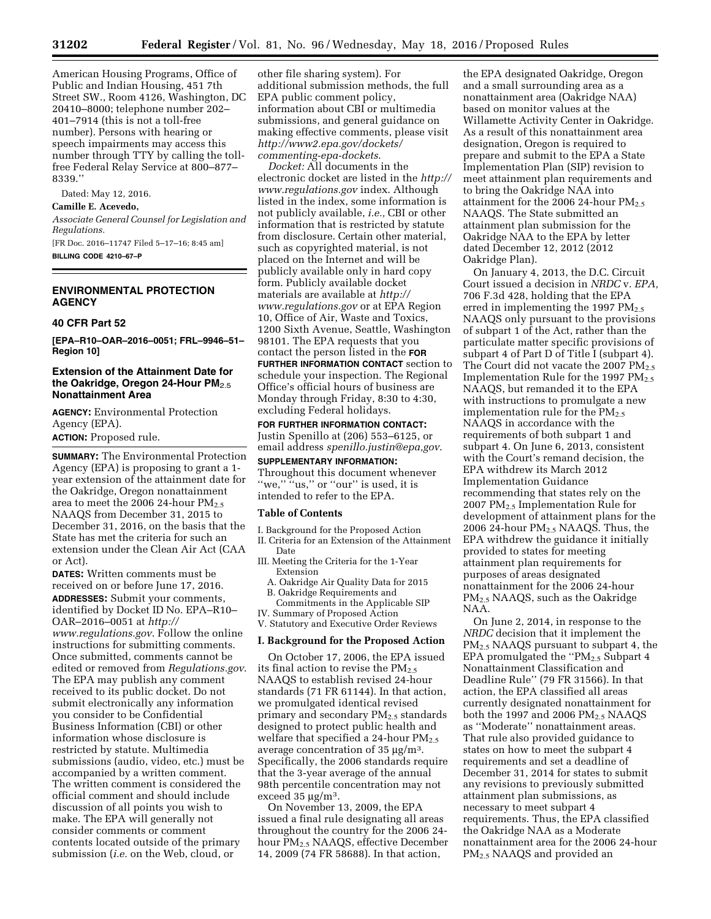American Housing Programs, Office of Public and Indian Housing, 451 7th Street SW., Room 4126, Washington, DC 20410–8000; telephone number 202–401–7914 (this is not a toll-free number). Persons with hearing or speech impairments may access this number through TTY by calling the toll-free Federal Relay Service at 800–877–8339.''

Dated: May 12, 2016.

**Camille E. Acevedo,**

*Associate General Counsel for Legislation and Regulations.*

[FR Doc. 2016–11747 Filed 5–17–16; 8:45 am]

**BILLING CODE 4210–67–P**

---

## ENVIRONMENTAL PROTECTION AGENCY

### 40 CFR Part 52

**[EPA–R10–OAR–2016–0051; FRL–9946–51–Region 10]**

### Extension of the Attainment Date for the Oakridge, Oregon 24-Hour $PM_{2.5}$ Nonattainment Area

**AGENCY:** Environmental Protection Agency (EPA).

**ACTION:** Proposed rule.

**SUMMARY:** The Environmental Protection Agency (EPA) is proposing to grant a 1-year extension of the attainment date for the Oakridge, Oregon nonattainment area to meet the 2006 24-hour $PM_{2.5}$ NAAQS from December 31, 2015 to December 31, 2016, on the basis that the State has met the criteria for such an extension under the Clean Air Act (CAA or Act).

**DATES:** Written comments must be received on or before June 17, 2016.

**ADDRESSES:** Submit your comments, identified by Docket ID No. EPA–R10–OAR–2016–0051 at *http://www.regulations.gov*. Follow the online instructions for submitting comments. Once submitted, comments cannot be edited or removed from *Regulations.gov*. The EPA may publish any comment received to its public docket. Do not submit electronically any information you consider to be Confidential Business Information (CBI) or other information whose disclosure is restricted by statute. Multimedia submissions (audio, video, etc.) must be accompanied by a written comment. The written comment is considered the official comment and should include discussion of all points you wish to make. The EPA will generally not consider comments or comment contents located outside of the primary submission (*i.e.* on the Web, cloud, or other file sharing system). For additional submission methods, the full EPA public comment policy, information about CBI or multimedia submissions, and general guidance on making effective comments, please visit *http://www2.epa.gov/dockets/commenting-epa-dockets*.

*Docket:* All documents in the electronic docket are listed in the *http://www.regulations.gov* index. Although listed in the index, some information is not publicly available, *i.e.,* CBI or other information that is restricted by statute from disclosure. Certain other material, such as copyrighted material, is not placed on the Internet and will be publicly available only in hard copy form. Publicly available docket materials are available at *http://www.regulations.gov* or at EPA Region 10, Office of Air, Waste and Toxics, 1200 Sixth Avenue, Seattle, Washington 98101. The EPA requests that you contact the person listed in the **FOR FURTHER INFORMATION CONTACT** section to schedule your inspection. The Regional Office's official hours of business are Monday through Friday, 8:30 to 4:30, excluding Federal holidays.

**FOR FURTHER INFORMATION CONTACT:** Justin Spenillo at (206) 553–6125, or email address *spenillo.justin@epa.gov*.

**SUPPLEMENTARY INFORMATION:** Throughout this document whenever "we," "us," or "our" is used, it is intended to refer to the EPA.

#### Table of Contents

I. Background for the Proposed Action
II. Criteria for an Extension of the Attainment Date
III. Meeting the Criteria for the 1-Year Extension
  A. Oakridge Air Quality Data for 2015
  B. Oakridge Requirements and Commitments in the Applicable SIP
IV. Summary of Proposed Action
V. Statutory and Executive Order Reviews

#### I. Background for the Proposed Action

On October 17, 2006, the EPA issued its final action to revise the $PM_{2.5}$ NAAQS to establish revised 24-hour standards (71 FR 61144). In that action, we promulgated identical revised primary and secondary $PM_{2.5}$ standards designed to protect public health and welfare that specified a 24-hour $PM_{2.5}$ average concentration of 35 μg/m$^3$. Specifically, the 2006 standards require that the 3-year average of the annual 98th percentile concentration may not exceed 35 μg/m$^3$.

On November 13, 2009, the EPA issued a final rule designating all areas throughout the country for the 2006 24-hour $PM_{2.5}$ NAAQS, effective December 14, 2009 (74 FR 58688). In that action, the EPA designated Oakridge, Oregon and a small surrounding area as a nonattainment area (Oakridge NAA) based on monitor values at the Willamette Activity Center in Oakridge. As a result of this nonattainment area designation, Oregon is required to prepare and submit to the EPA a State Implementation Plan (SIP) revision to meet attainment plan requirements and to bring the Oakridge NAA into attainment for the 2006 24-hour $PM_{2.5}$ NAAQS. The State submitted an attainment plan submission for the Oakridge NAA to the EPA by letter dated December 12, 2012 (2012 Oakridge Plan).

On January 4, 2013, the D.C. Circuit Court issued a decision in *NRDC* v. *EPA,* 706 F.3d 428, holding that the EPA erred in implementing the 1997 $PM_{2.5}$ NAAQS only pursuant to the provisions of subpart 1 of the Act, rather than the particulate matter specific provisions of subpart 4 of Part D of Title I (subpart 4). The Court did not vacate the 2007 $PM_{2.5}$ Implementation Rule for the 1997 $PM_{2.5}$ NAAQS, but remanded it to the EPA with instructions to promulgate a new implementation rule for the $PM_{2.5}$ NAAQS in accordance with the requirements of both subpart 1 and subpart 4. On June 6, 2013, consistent with the Court's remand decision, the EPA withdrew its March 2012 Implementation Guidance recommending that states rely on the 2007 $PM_{2.5}$ Implementation Rule for development of attainment plans for the 2006 24-hour $PM_{2.5}$ NAAQS. Thus, the EPA withdrew the guidance it initially provided to states for meeting attainment plan requirements for purposes of areas designated nonattainment for the 2006 24-hour $PM_{2.5}$ NAAQS, such as the Oakridge NAA.

On June 2, 2014, in response to the *NRDC* decision that it implement the $PM_{2.5}$ NAAQS pursuant to subpart 4, the EPA promulgated the "$PM_{2.5}$ Subpart 4 Nonattainment Classification and Deadline Rule" (79 FR 31566). In that action, the EPA classified all areas currently designated nonattainment for both the 1997 and 2006 $PM_{2.5}$ NAAQS as "Moderate" nonattainment areas. That rule also provided guidance to states on how to meet the subpart 4 requirements and set a deadline of December 31, 2014 for states to submit any revisions to previously submitted attainment plan submissions, as necessary to meet subpart 4 requirements. Thus, the EPA classified the Oakridge NAA as a Moderate nonattainment area for the 2006 24-hour $PM_{2.5}$ NAAQS and provided an